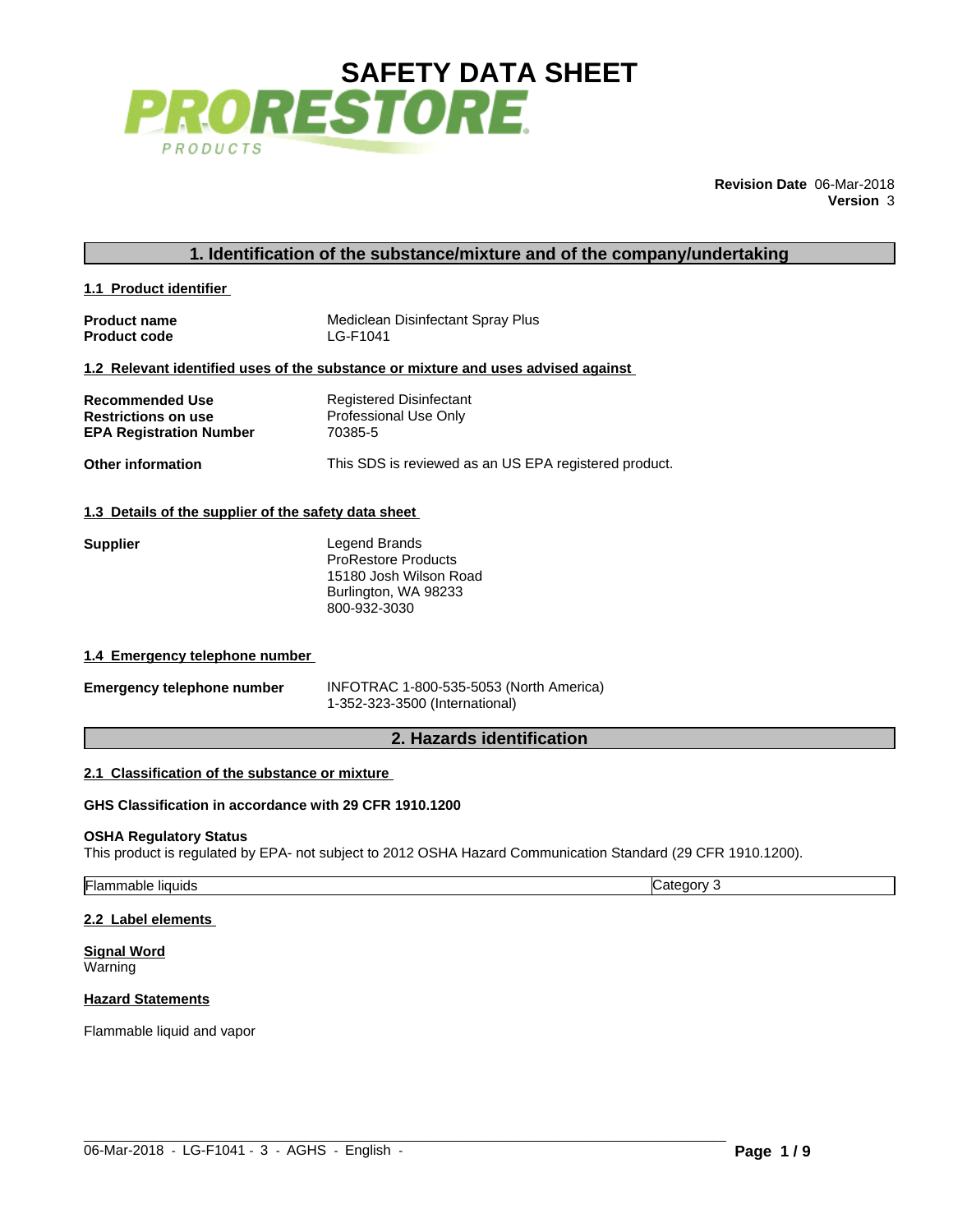# SAFETY DATA SHEET

PRORESTORE PRODUCTS

**Revision Date** 06-Mar-2018
**Version** 3

## 1. Identification of the substance/mixture and of the company/undertaking

### 1.1 Product identifier

| | |
|---|---|
| **Product name** | Mediclean Disinfectant Spray Plus |
| **Product code** | LG-F1041 |

### 1.2 Relevant identified uses of the substance or mixture and uses advised against

| | |
|---|---|
| **Recommended Use** | Registered Disinfectant |
| **Restrictions on use** | Professional Use Only |
| **EPA Registration Number** | 70385-5 |
| **Other information** | This SDS is reviewed as an US EPA registered product. |

### 1.3 Details of the supplier of the safety data sheet

**Supplier**

Legend Brands
ProRestore Products
15180 Josh Wilson Road
Burlington, WA 98233
800-932-3030

### 1.4 Emergency telephone number

**Emergency telephone number**

INFOTRAC 1-800-535-5053 (North America)
1-352-323-3500 (International)

## 2. Hazards identification

### 2.1 Classification of the substance or mixture

**GHS Classification in accordance with 29 CFR 1910.1200**

**OSHA Regulatory Status**
This product is regulated by EPA- not subject to 2012 OSHA Hazard Communication Standard (29 CFR 1910.1200).

| | |
|---|---|
| Flammable liquids | Category 3 |

### 2.2 Label elements

**Signal Word**
Warning

**Hazard Statements**

Flammable liquid and vapor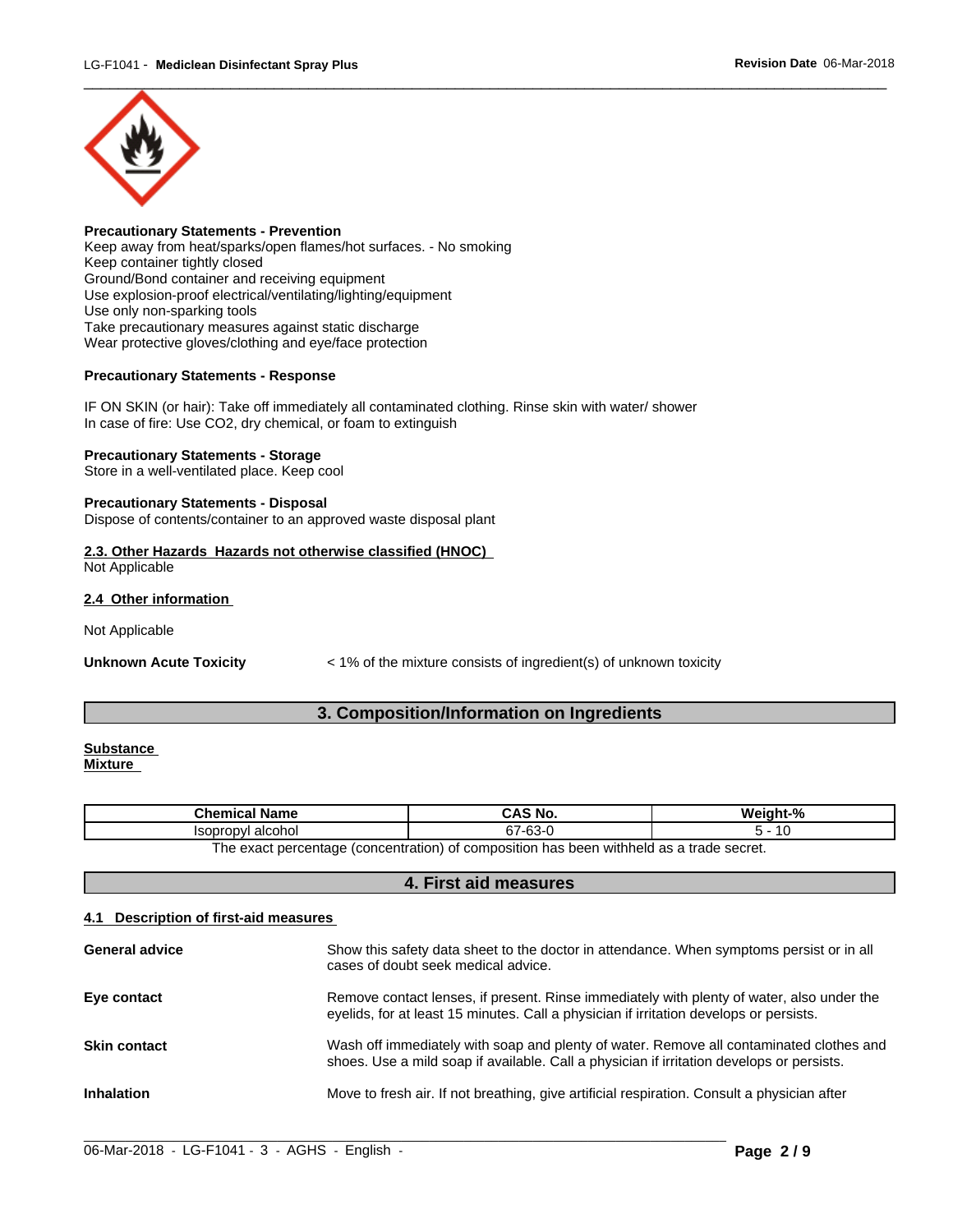**Precautionary Statements - Prevention**
Keep away from heat/sparks/open flames/hot surfaces. - No smoking
Keep container tightly closed
Ground/Bond container and receiving equipment
Use explosion-proof electrical/ventilating/lighting/equipment
Use only non-sparking tools
Take precautionary measures against static discharge
Wear protective gloves/clothing and eye/face protection

**Precautionary Statements - Response**

IF ON SKIN (or hair): Take off immediately all contaminated clothing. Rinse skin with water/ shower
In case of fire: Use CO2, dry chemical, or foam to extinguish

**Precautionary Statements - Storage**
Store in a well-ventilated place. Keep cool

**Precautionary Statements - Disposal**
Dispose of contents/container to an approved waste disposal plant

**2.3. Other Hazards Hazards not otherwise classified (HNOC)**
Not Applicable

**2.4 Other information**

Not Applicable

**Unknown Acute Toxicity** < 1% of the mixture consists of ingredient(s) of unknown toxicity

## 3. Composition/Information on Ingredients

**Substance**
**Mixture**

| Chemical Name | CAS No. | Weight-% |
|---|---|---|
| Isopropyl alcohol | 67-63-0 | 5 - 10 |

The exact percentage (concentration) of composition has been withheld as a trade secret.

## 4. First aid measures

**4.1 Description of first-aid measures**

**General advice** Show this safety data sheet to the doctor in attendance. When symptoms persist or in all cases of doubt seek medical advice.

**Eye contact** Remove contact lenses, if present. Rinse immediately with plenty of water, also under the eyelids, for at least 15 minutes. Call a physician if irritation develops or persists.

**Skin contact** Wash off immediately with soap and plenty of water. Remove all contaminated clothes and shoes. Use a mild soap if available. Call a physician if irritation develops or persists.

**Inhalation** Move to fresh air. If not breathing, give artificial respiration. Consult a physician after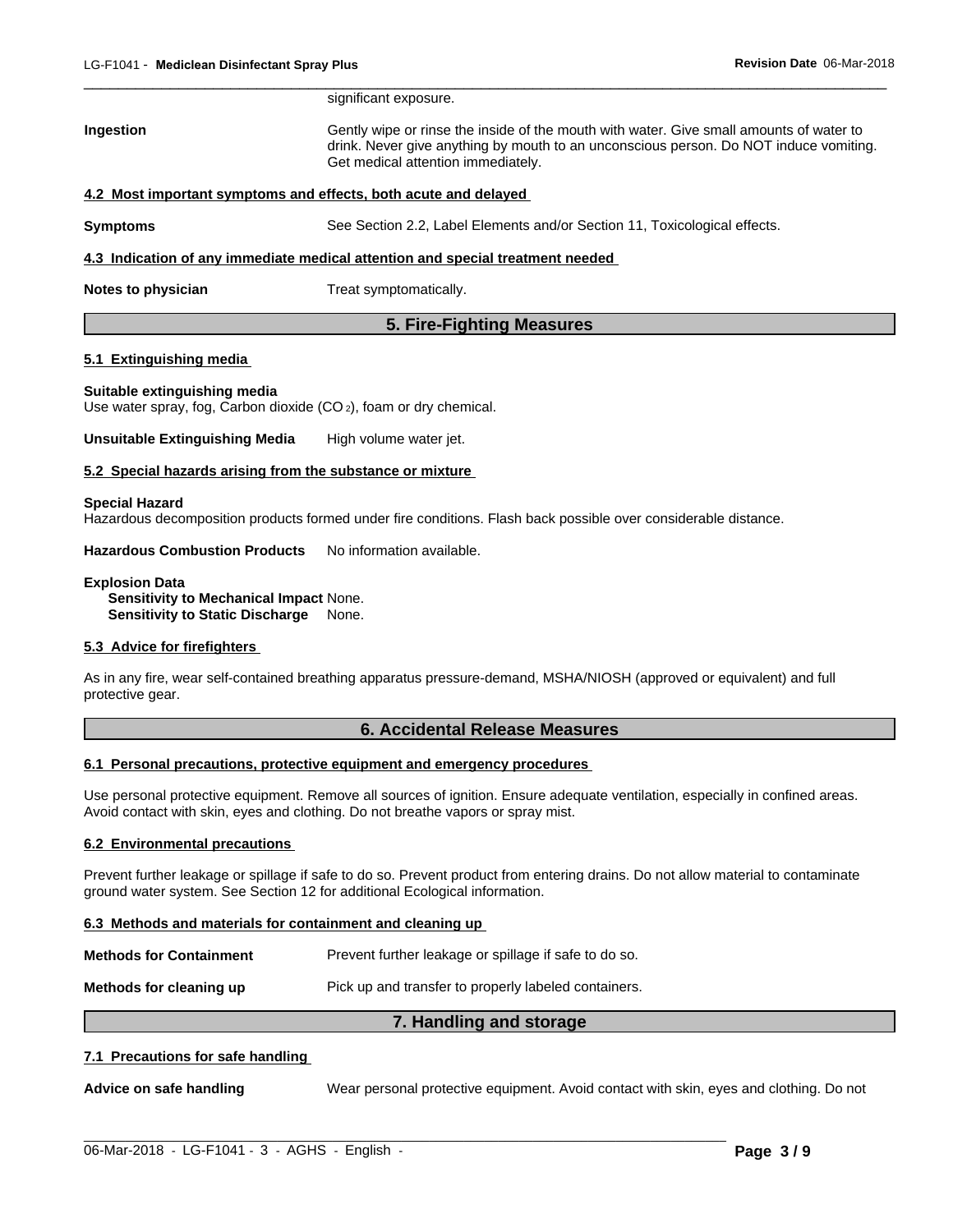significant exposure.

**Ingestion** Gently wipe or rinse the inside of the mouth with water. Give small amounts of water to drink. Never give anything by mouth to an unconscious person. Do NOT induce vomiting. Get medical attention immediately.

**4.2 Most important symptoms and effects, both acute and delayed**

**Symptoms** See Section 2.2, Label Elements and/or Section 11, Toxicological effects.

**4.3 Indication of any immediate medical attention and special treatment needed**

**Notes to physician** Treat symptomatically.

## 5. Fire-Fighting Measures

**5.1 Extinguishing media**

**Suitable extinguishing media**
Use water spray, fog, Carbon dioxide ($CO_2$), foam or dry chemical.

**Unsuitable Extinguishing Media** High volume water jet.

**5.2 Special hazards arising from the substance or mixture**

**Special Hazard**
Hazardous decomposition products formed under fire conditions. Flash back possible over considerable distance.

**Hazardous Combustion Products** No information available.

**Explosion Data**
**Sensitivity to Mechanical Impact** None.
**Sensitivity to Static Discharge** None.

**5.3 Advice for firefighters**

As in any fire, wear self-contained breathing apparatus pressure-demand, MSHA/NIOSH (approved or equivalent) and full protective gear.

## 6. Accidental Release Measures

**6.1 Personal precautions, protective equipment and emergency procedures**

Use personal protective equipment. Remove all sources of ignition. Ensure adequate ventilation, especially in confined areas. Avoid contact with skin, eyes and clothing. Do not breathe vapors or spray mist.

**6.2 Environmental precautions**

Prevent further leakage or spillage if safe to do so. Prevent product from entering drains. Do not allow material to contaminate ground water system. See Section 12 for additional Ecological information.

**6.3 Methods and materials for containment and cleaning up**

**Methods for Containment** Prevent further leakage or spillage if safe to do so.

**Methods for cleaning up** Pick up and transfer to properly labeled containers.

## 7. Handling and storage

**7.1 Precautions for safe handling**

**Advice on safe handling** Wear personal protective equipment. Avoid contact with skin, eyes and clothing. Do not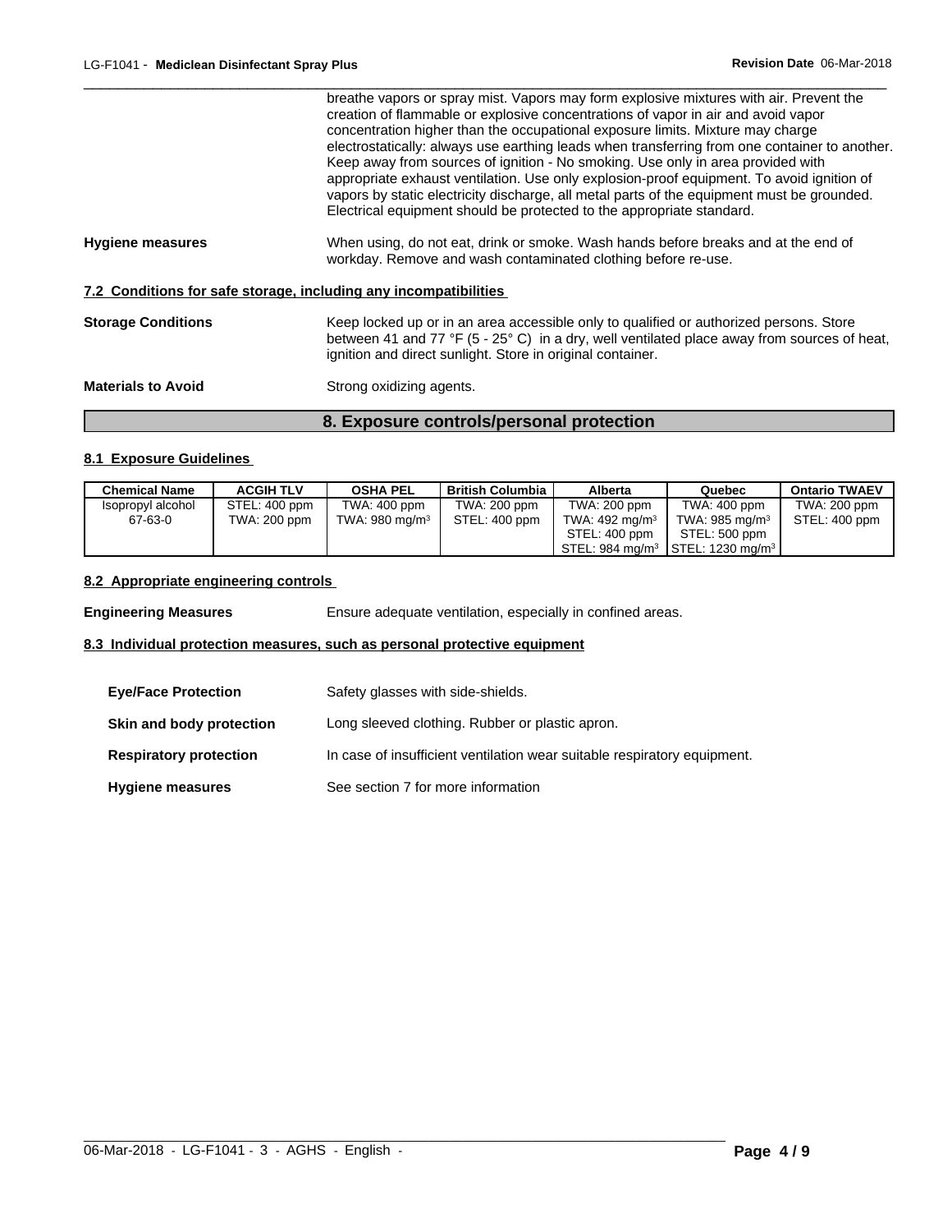breathe vapors or spray mist. Vapors may form explosive mixtures with air. Prevent the creation of flammable or explosive concentrations of vapor in air and avoid vapor concentration higher than the occupational exposure limits. Mixture may charge electrostatically: always use earthing leads when transferring from one container to another. Keep away from sources of ignition - No smoking. Use only in area provided with appropriate exhaust ventilation. Use only explosion-proof equipment. To avoid ignition of vapors by static electricity discharge, all metal parts of the equipment must be grounded. Electrical equipment should be protected to the appropriate standard.

**Hygiene measures** When using, do not eat, drink or smoke. Wash hands before breaks and at the end of workday. Remove and wash contaminated clothing before re-use.

### 7.2 Conditions for safe storage, including any incompatibilities

**Storage Conditions** Keep locked up or in an area accessible only to qualified or authorized persons. Store between 41 and 77 °F (5 - 25° C) in a dry, well ventilated place away from sources of heat, ignition and direct sunlight. Store in original container.

**Materials to Avoid** Strong oxidizing agents.

## 8. Exposure controls/personal protection

### 8.1 Exposure Guidelines

| Chemical Name | ACGIH TLV | OSHA PEL | British Columbia | Alberta | Quebec | Ontario TWAEV |
|---|---|---|---|---|---|---|
| Isopropyl alcohol 67-63-0 | STEL: 400 ppm TWA: 200 ppm | TWA: 400 ppm TWA: 980 mg/m³ | TWA: 200 ppm STEL: 400 ppm | TWA: 200 ppm TWA: 492 mg/m³ STEL: 400 ppm STEL: 984 mg/m³ | TWA: 400 ppm TWA: 985 mg/m³ STEL: 500 ppm STEL: 1230 mg/m³ | TWA: 200 ppm STEL: 400 ppm |

### 8.2 Appropriate engineering controls

**Engineering Measures** Ensure adequate ventilation, especially in confined areas.

### 8.3 Individual protection measures, such as personal protective equipment

**Eye/Face Protection** Safety glasses with side-shields.

**Skin and body protection** Long sleeved clothing. Rubber or plastic apron.

**Respiratory protection** In case of insufficient ventilation wear suitable respiratory equipment.

**Hygiene measures** See section 7 for more information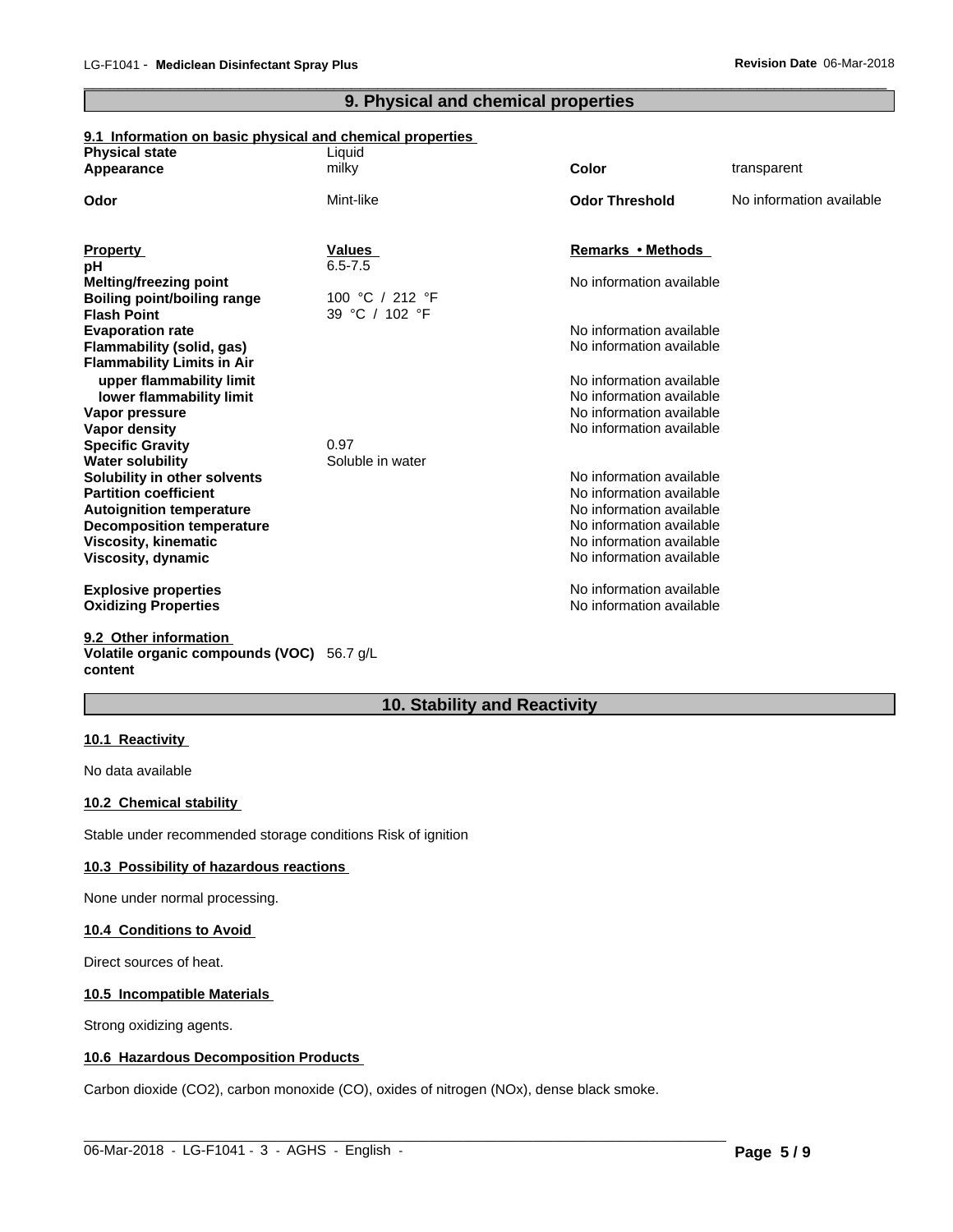## 9. Physical and chemical properties

### 9.1 Information on basic physical and chemical properties

| | | | |
|---|---|---|---|
| **Physical state** | Liquid | | |
| **Appearance** | milky | **Color** | transparent |
| **Odor** | Mint-like | **Odor Threshold** | No information available |

| Property | Values | Remarks • Methods |
|---|---|---|
| **pH** | 6.5-7.5 | |
| **Melting/freezing point** | | No information available |
| **Boiling point/boiling range** | 100 °C / 212 °F | |
| **Flash Point** | 39 °C / 102 °F | |
| **Evaporation rate** | | No information available |
| **Flammability (solid, gas)** | | No information available |
| **Flammability Limits in Air** | | |
| **upper flammability limit** | | No information available |
| **lower flammability limit** | | No information available |
| **Vapor pressure** | | No information available |
| **Vapor density** | | No information available |
| **Specific Gravity** | 0.97 | |
| **Water solubility** | Soluble in water | |
| **Solubility in other solvents** | | No information available |
| **Partition coefficient** | | No information available |
| **Autoignition temperature** | | No information available |
| **Decomposition temperature** | | No information available |
| **Viscosity, kinematic** | | No information available |
| **Viscosity, dynamic** | | No information available |
| **Explosive properties** | | No information available |
| **Oxidizing Properties** | | No information available |

### 9.2 Other information

**Volatile organic compounds (VOC) content** 56.7 g/L

## 10. Stability and Reactivity

### 10.1 Reactivity

No data available

### 10.2 Chemical stability

Stable under recommended storage conditions Risk of ignition

### 10.3 Possibility of hazardous reactions

None under normal processing.

### 10.4 Conditions to Avoid

Direct sources of heat.

### 10.5 Incompatible Materials

Strong oxidizing agents.

### 10.6 Hazardous Decomposition Products

Carbon dioxide ($CO_2$), carbon monoxide (CO), oxides of nitrogen ($NO_x$), dense black smoke.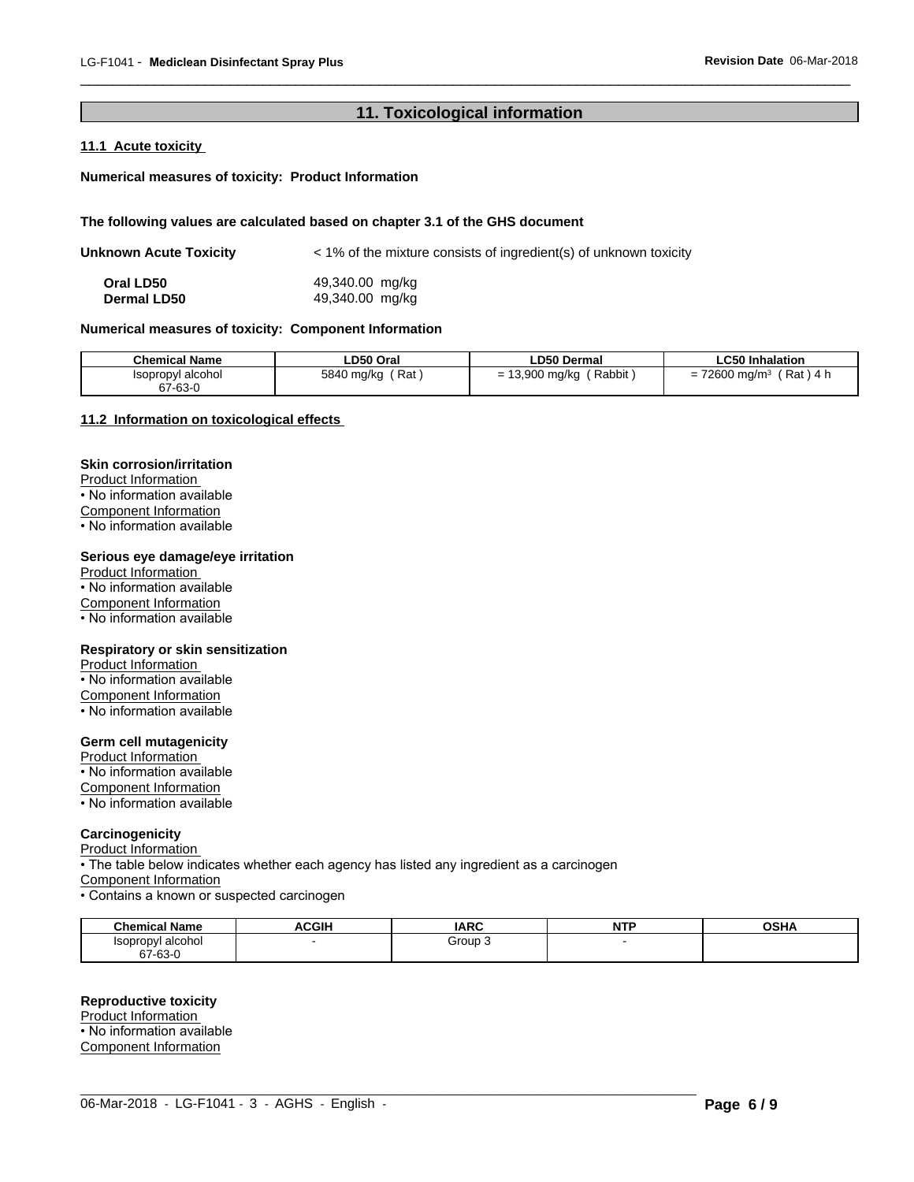## 11. Toxicological information

### 11.1 Acute toxicity

**Numerical measures of toxicity: Product Information**

**The following values are calculated based on chapter 3.1 of the GHS document**

**Unknown Acute Toxicity** < 1% of the mixture consists of ingredient(s) of unknown toxicity

**Oral LD50** 49,340.00 mg/kg
**Dermal LD50** 49,340.00 mg/kg

**Numerical measures of toxicity: Component Information**

| Chemical Name | LD50 Oral | LD50 Dermal | LC50 Inhalation |
|---|---|---|---|
| Isopropyl alcohol 67-63-0 | 5840 mg/kg ( Rat ) | = 13,900 mg/kg ( Rabbit ) | = 72600 mg/m³ ( Rat ) 4 h |

### 11.2 Information on toxicological effects

**Skin corrosion/irritation**
Product Information
• No information available
Component Information
• No information available

**Serious eye damage/eye irritation**
Product Information
• No information available
Component Information
• No information available

**Respiratory or skin sensitization**
Product Information
• No information available
Component Information
• No information available

**Germ cell mutagenicity**
Product Information
• No information available
Component Information
• No information available

**Carcinogenicity**
Product Information
• The table below indicates whether each agency has listed any ingredient as a carcinogen
Component Information
• Contains a known or suspected carcinogen

| Chemical Name | ACGIH | IARC | NTP | OSHA |
|---|---|---|---|---|
| Isopropyl alcohol 67-63-0 | - | Group 3 | - | |

**Reproductive toxicity**
Product Information
• No information available
Component Information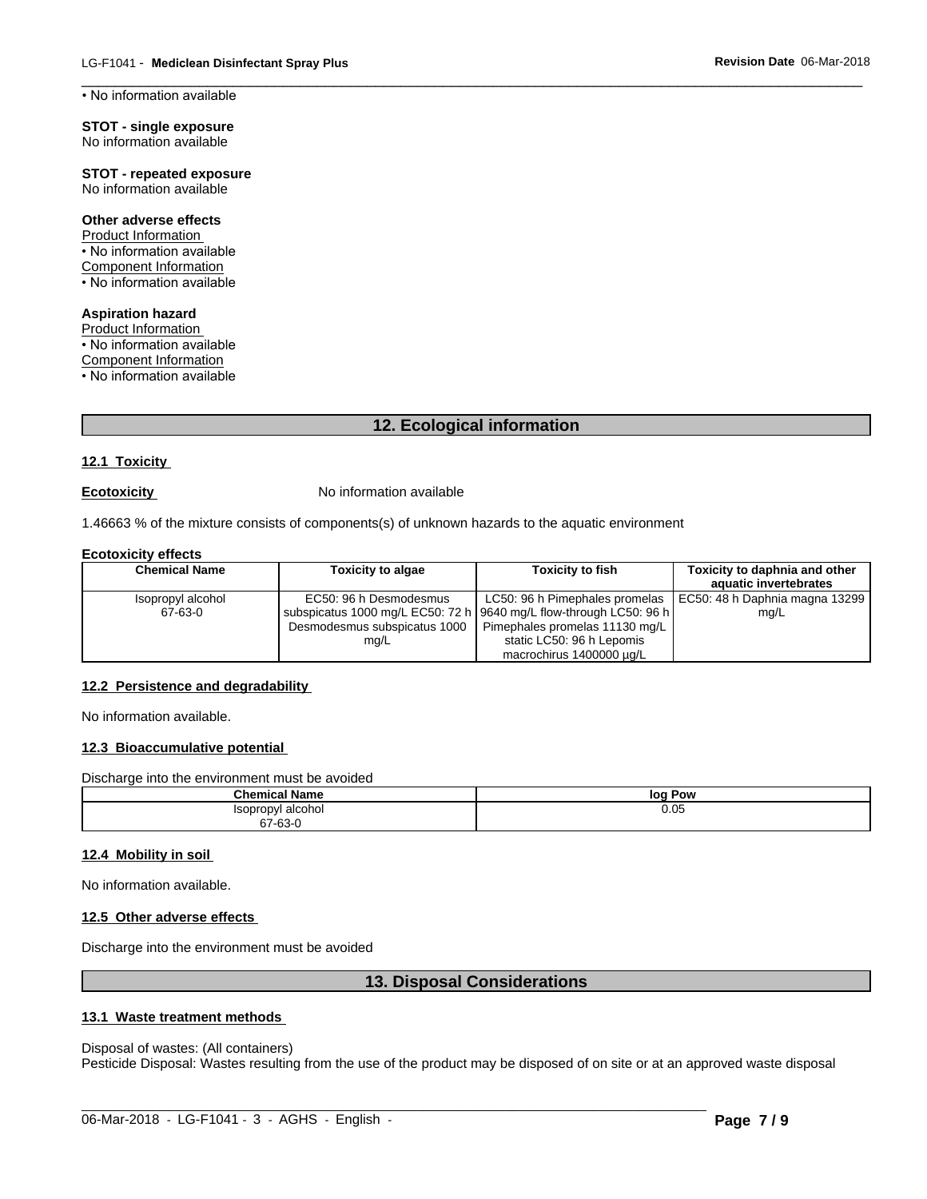• No information available

**STOT - single exposure**
No information available

**STOT - repeated exposure**
No information available

**Other adverse effects**
Product Information
• No information available
Component Information
• No information available

**Aspiration hazard**
Product Information
• No information available
Component Information
• No information available

## 12. Ecological information

### 12.1 Toxicity

**Ecotoxicity** No information available

1.46663 % of the mixture consists of components(s) of unknown hazards to the aquatic environment

**Ecotoxicity effects**

| Chemical Name | Toxicity to algae | Toxicity to fish | Toxicity to daphnia and other aquatic invertebrates |
|---|---|---|---|
| Isopropyl alcohol 67-63-0 | EC50: 96 h Desmodesmus subspicatus 1000 mg/L EC50: 72 h Desmodesmus subspicatus 1000 mg/L | LC50: 96 h Pimephales promelas 9640 mg/L flow-through LC50: 96 h Pimephales promelas 11130 mg/L static LC50: 96 h Lepomis macrochirus 1400000 µg/L | EC50: 48 h Daphnia magna 13299 mg/L |

### 12.2 Persistence and degradability

No information available.

### 12.3 Bioaccumulative potential

Discharge into the environment must be avoided

| Chemical Name | log Pow |
|---|---|
| Isopropyl alcohol 67-63-0 | 0.05 |

### 12.4 Mobility in soil

No information available.

### 12.5 Other adverse effects

Discharge into the environment must be avoided

## 13. Disposal Considerations

### 13.1 Waste treatment methods

Disposal of wastes: (All containers)
Pesticide Disposal: Wastes resulting from the use of the product may be disposed of on site or at an approved waste disposal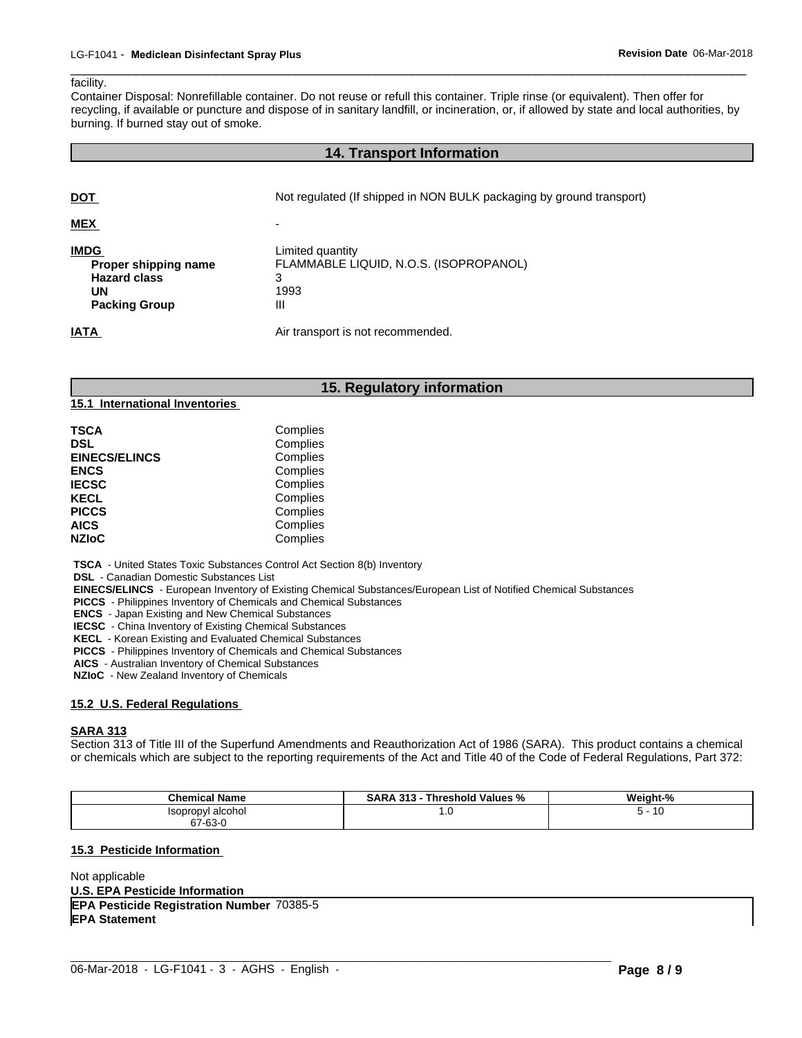facility.
Container Disposal: Nonrefillable container. Do not reuse or refull this container. Triple rinse (or equivalent). Then offer for recycling, if available or puncture and dispose of in sanitary landfill, or incineration, or, if allowed by state and local authorities, by burning. If burned stay out of smoke.

## 14. Transport Information

**DOT** Not regulated (If shipped in NON BULK packaging by ground transport)

**MEX** -

**IMDG** Limited quantity
**Proper shipping name** FLAMMABLE LIQUID, N.O.S. (ISOPROPANOL)
**Hazard class** 3
**UN** 1993
**Packing Group** III

**IATA** Air transport is not recommended.

## 15. Regulatory information

### 15.1 International Inventories

| | |
|---|---|
| **TSCA** | Complies |
| **DSL** | Complies |
| **EINECS/ELINCS** | Complies |
| **ENCS** | Complies |
| **IECSC** | Complies |
| **KECL** | Complies |
| **PICCS** | Complies |
| **AICS** | Complies |
| **NZIoC** | Complies |

**TSCA** - United States Toxic Substances Control Act Section 8(b) Inventory
**DSL** - Canadian Domestic Substances List
**EINECS/ELINCS** - European Inventory of Existing Chemical Substances/European List of Notified Chemical Substances
**PICCS** - Philippines Inventory of Chemicals and Chemical Substances
**ENCS** - Japan Existing and New Chemical Substances
**IECSC** - China Inventory of Existing Chemical Substances
**KECL** - Korean Existing and Evaluated Chemical Substances
**PICCS** - Philippines Inventory of Chemicals and Chemical Substances
**AICS** - Australian Inventory of Chemical Substances
**NZIoC** - New Zealand Inventory of Chemicals

### 15.2 U.S. Federal Regulations

**SARA 313**
Section 313 of Title III of the Superfund Amendments and Reauthorization Act of 1986 (SARA). This product contains a chemical or chemicals which are subject to the reporting requirements of the Act and Title 40 of the Code of Federal Regulations, Part 372:

| Chemical Name | SARA 313 - Threshold Values % | Weight-% |
|---|---|---|
| Isopropyl alcohol 67-63-0 | 1.0 | 5 - 10 |

### 15.3 Pesticide Information

Not applicable

**U.S. EPA Pesticide Information**
**EPA Pesticide Registration Number** 70385-5
**EPA Statement**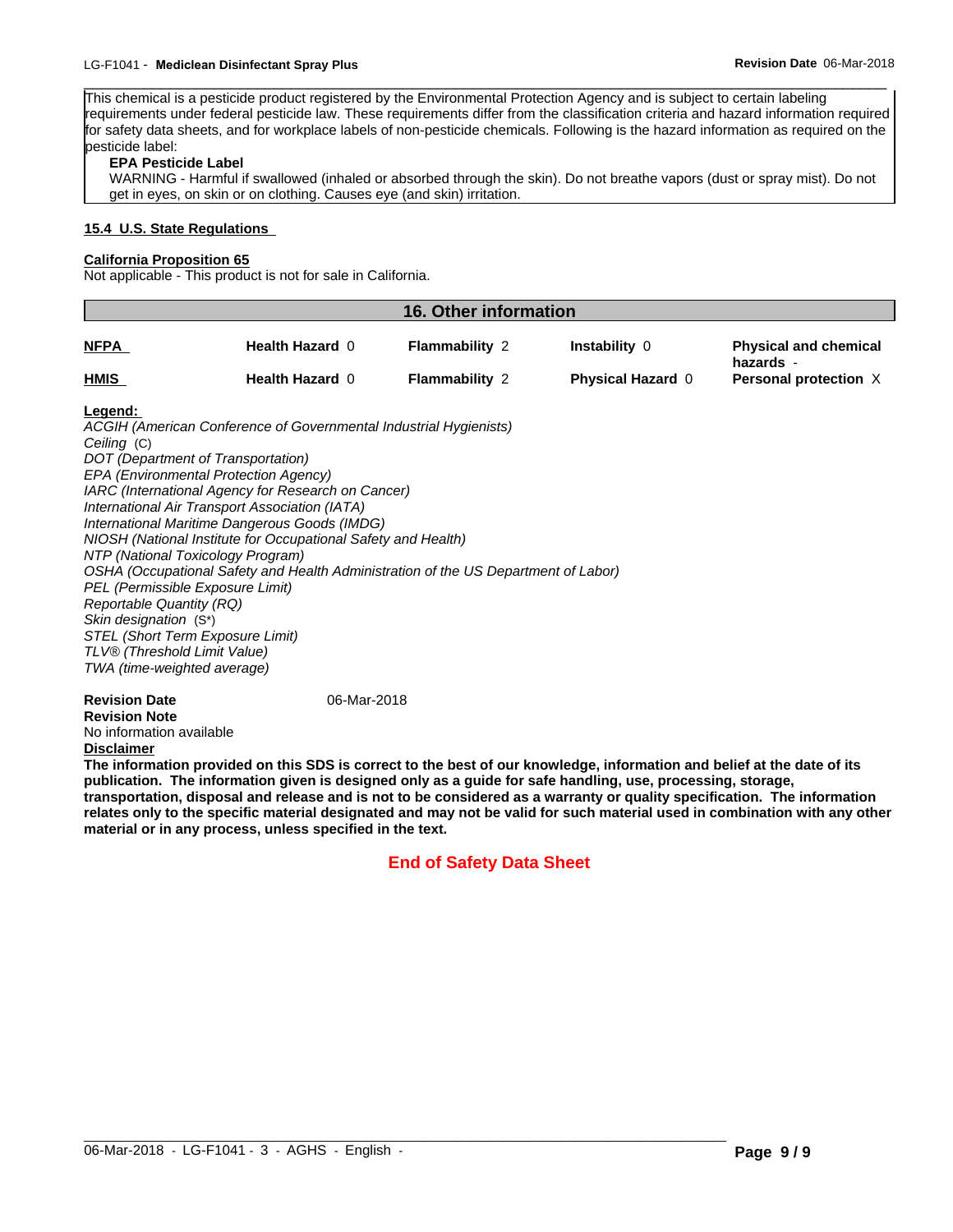This chemical is a pesticide product registered by the Environmental Protection Agency and is subject to certain labeling requirements under federal pesticide law. These requirements differ from the classification criteria and hazard information required for safety data sheets, and for workplace labels of non-pesticide chemicals. Following is the hazard information as required on the pesticide label:

**EPA Pesticide Label**
WARNING - Harmful if swallowed (inhaled or absorbed through the skin). Do not breathe vapors (dust or spray mist). Do not get in eyes, on skin or on clothing. Causes eye (and skin) irritation.

**15.4 U.S. State Regulations**

**California Proposition 65**
Not applicable - This product is not for sale in California.

## 16. Other information

| | | | | |
|---|---|---|---|---|
| **NFPA** | **Health Hazard** 0 | **Flammability** 2 | **Instability** 0 | **Physical and chemical hazards** - |
| **HMIS** | **Health Hazard** 0 | **Flammability** 2 | **Physical Hazard** 0 | **Personal protection** X |

**Legend:**
*ACGIH (American Conference of Governmental Industrial Hygienists)*
*Ceiling* (C)
*DOT (Department of Transportation)*
*EPA (Environmental Protection Agency)*
*IARC (International Agency for Research on Cancer)*
*International Air Transport Association (IATA)*
*International Maritime Dangerous Goods (IMDG)*
*NIOSH (National Institute for Occupational Safety and Health)*
*NTP (National Toxicology Program)*
*OSHA (Occupational Safety and Health Administration of the US Department of Labor)*
*PEL (Permissible Exposure Limit)*
*Reportable Quantity (RQ)*
*Skin designation* (S*)
*STEL (Short Term Exposure Limit)*
*TLV® (Threshold Limit Value)*
*TWA (time-weighted average)*

**Revision Date** 06-Mar-2018
**Revision Note**
No information available
**Disclaimer**
**The information provided on this SDS is correct to the best of our knowledge, information and belief at the date of its publication. The information given is designed only as a guide for safe handling, use, processing, storage, transportation, disposal and release and is not to be considered as a warranty or quality specification. The information relates only to the specific material designated and may not be valid for such material used in combination with any other material or in any process, unless specified in the text.**

**End of Safety Data Sheet**